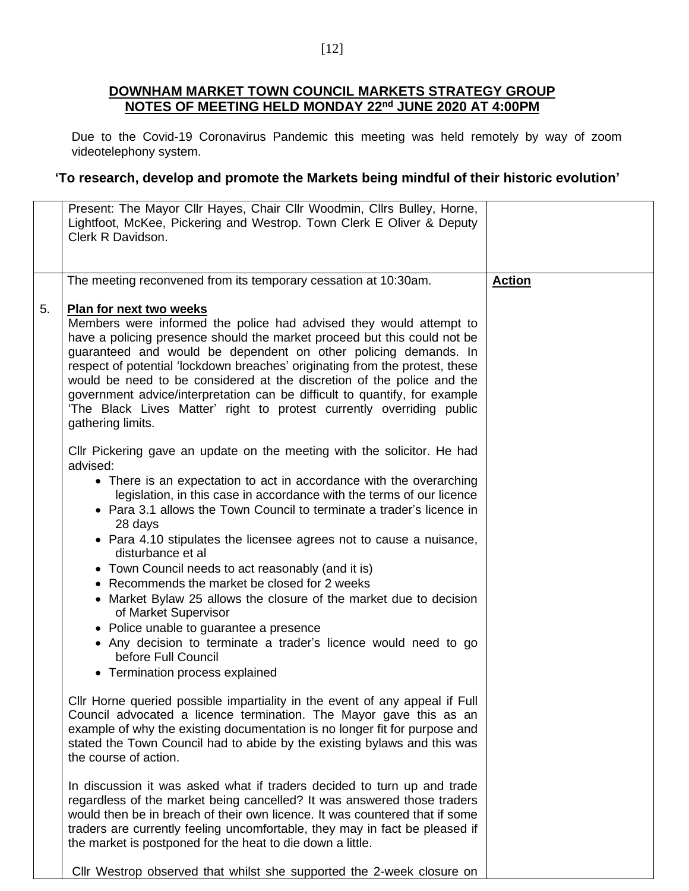**DOWNHAM MARKET TOWN COUNCIL MARKETS STRATEGY GROUP**
**NOTES OF MEETING HELD MONDAY 22nd JUNE 2020 AT 4:00PM**

Due to the Covid-19 Coronavirus Pandemic this meeting was held remotely by way of zoom videotelephony system.

**'To research, develop and promote the Markets being mindful of their historic evolution'**

| | | |
|---|---|---|
| | Present: The Mayor Cllr Hayes, Chair Cllr Woodmin, Cllrs Bulley, Horne, Lightfoot, McKee, Pickering and Westrop. Town Clerk E Oliver & Deputy Clerk R Davidson. | |
| | The meeting reconvened from its temporary cessation at 10:30am. | **Action** |
| 5. | **Plan for next two weeks**<br>Members were informed the police had advised they would attempt to have a policing presence should the market proceed but this could not be guaranteed and would be dependent on other policing demands. In respect of potential 'lockdown breaches' originating from the protest, these would be need to be considered at the discretion of the police and the government advice/interpretation can be difficult to quantify, for example 'The Black Lives Matter' right to protest currently overriding public gathering limits.<br><br>Cllr Pickering gave an update on the meeting with the solicitor. He had advised:<br>• There is an expectation to act in accordance with the overarching legislation, in this case in accordance with the terms of our licence<br>• Para 3.1 allows the Town Council to terminate a trader's licence in 28 days<br>• Para 4.10 stipulates the licensee agrees not to cause a nuisance, disturbance et al<br>• Town Council needs to act reasonably (and it is)<br>• Recommends the market be closed for 2 weeks<br>• Market Bylaw 25 allows the closure of the market due to decision of Market Supervisor<br>• Police unable to guarantee a presence<br>• Any decision to terminate a trader's licence would need to go before Full Council<br>• Termination process explained<br><br>Cllr Horne queried possible impartiality in the event of any appeal if Full Council advocated a licence termination. The Mayor gave this as an example of why the existing documentation is no longer fit for purpose and stated the Town Council had to abide by the existing bylaws and this was the course of action.<br><br>In discussion it was asked what if traders decided to turn up and trade regardless of the market being cancelled? It was answered those traders would then be in breach of their own licence. It was countered that if some traders are currently feeling uncomfortable, they may in fact be pleased if the market is postponed for the heat to die down a little.<br><br>Cllr Westrop observed that whilst she supported the 2-week closure on | |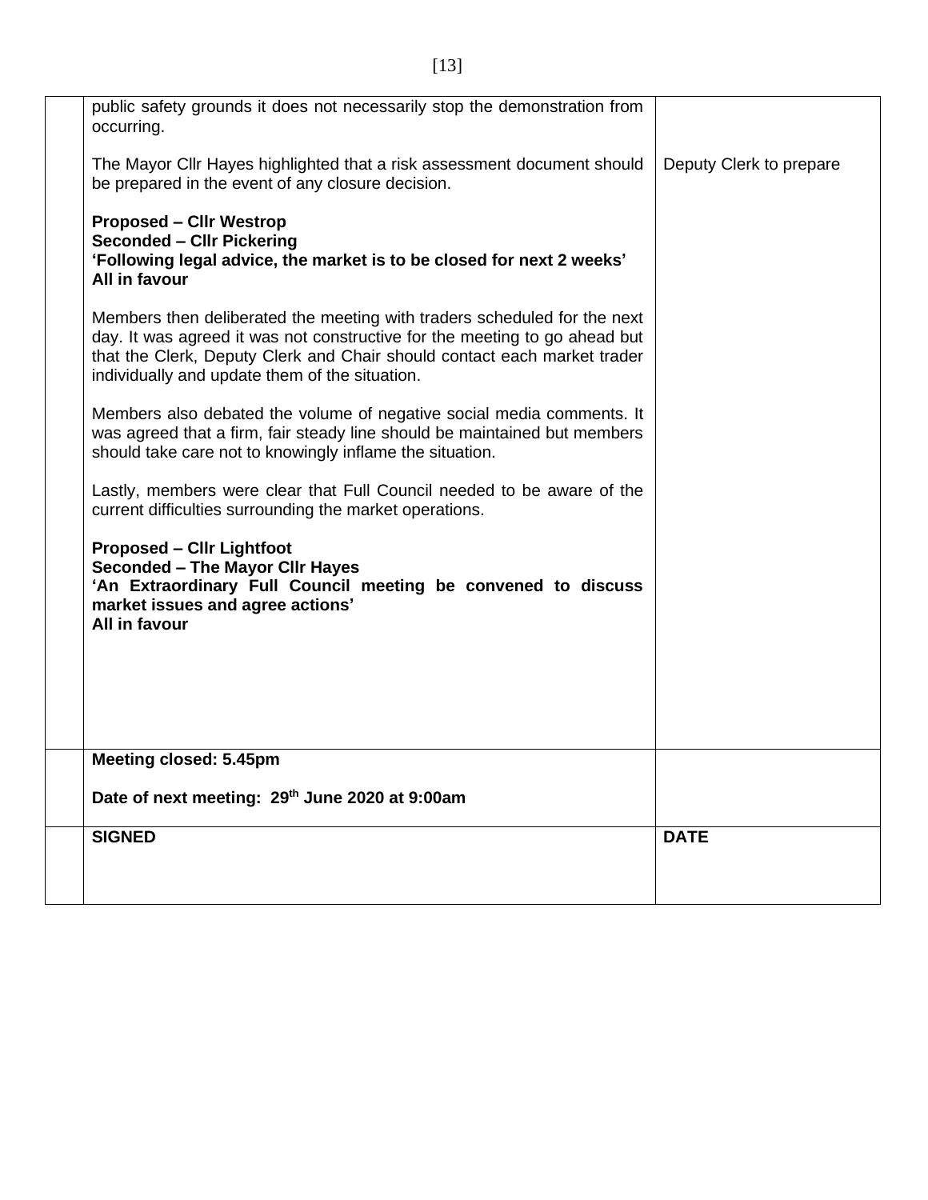| | | |
|---|---|---|
| | public safety grounds it does not necessarily stop the demonstration from occurring.<br><br>The Mayor Cllr Hayes highlighted that a risk assessment document should be prepared in the event of any closure decision.<br><br>**Proposed – Cllr Westrop**<br>**Seconded – Cllr Pickering**<br>**'Following legal advice, the market is to be closed for next 2 weeks'**<br>**All in favour**<br><br>Members then deliberated the meeting with traders scheduled for the next day. It was agreed it was not constructive for the meeting to go ahead but that the Clerk, Deputy Clerk and Chair should contact each market trader individually and update them of the situation.<br><br>Members also debated the volume of negative social media comments. It was agreed that a firm, fair steady line should be maintained but members should take care not to knowingly inflame the situation.<br><br>Lastly, members were clear that Full Council needed to be aware of the current difficulties surrounding the market operations.<br><br>**Proposed – Cllr Lightfoot**<br>**Seconded – The Mayor Cllr Hayes**<br>**'An Extraordinary Full Council meeting be convened to discuss market issues and agree actions'**<br>**All in favour** | Deputy Clerk to prepare |
| | **Meeting closed: 5.45pm**<br><br>**Date of next meeting: 29th June 2020 at 9:00am** | |
| | **SIGNED** | **DATE** |